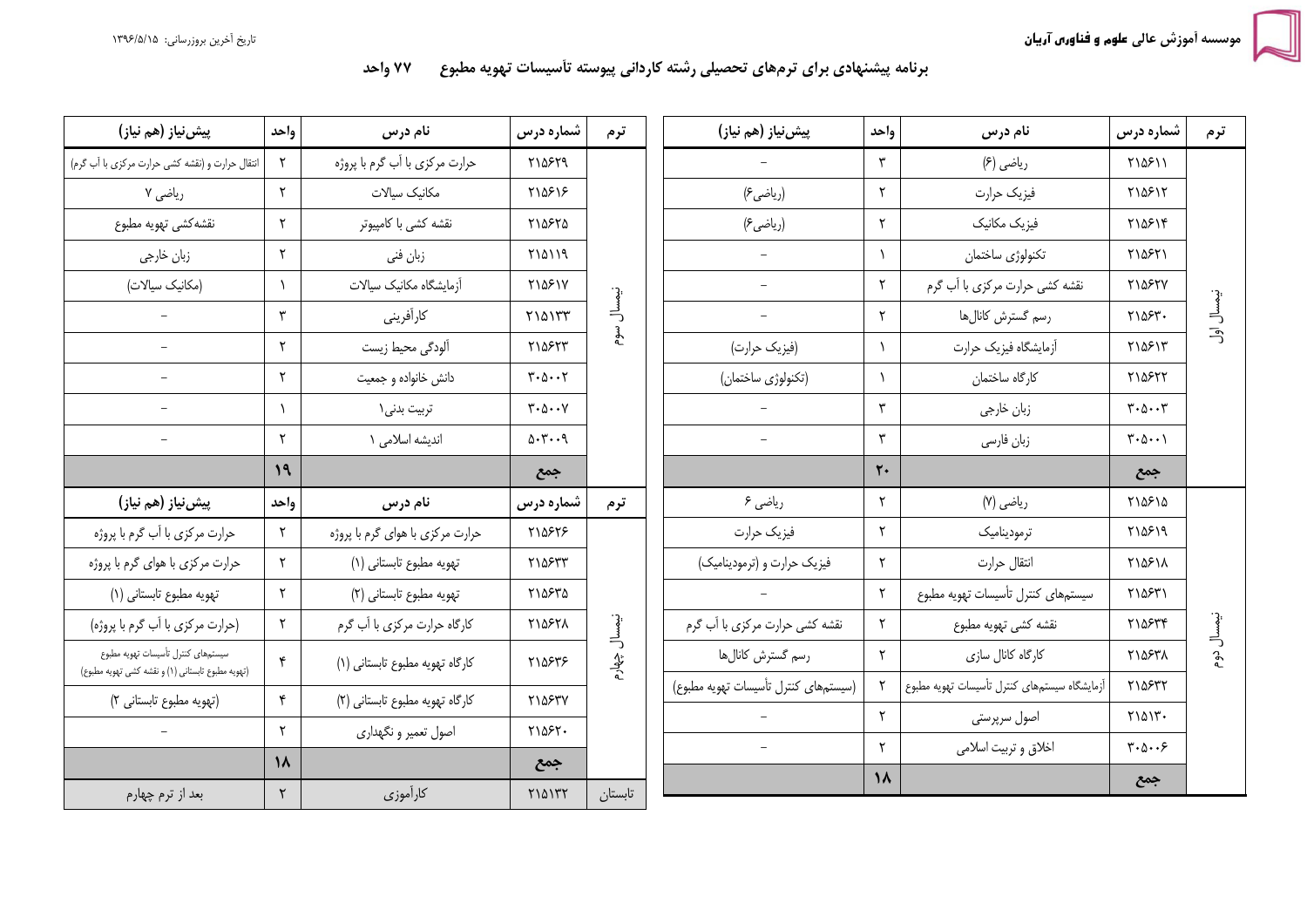موسسه آموزش عالی علوم و فناوری آریان

تاریخ آخرین بروزرسانی: ۱۳۹۶/۵/۱۵

# برنامه پیشنهادی برای ترم‌های تحصیلی رشته کاردانی پیوسته تأسیسات تهویه مطبوع ۷۷ واحد

| ترم | شماره درس | نام درس | واحد | پیش‌نیاز (هم نیاز) |
|---|---|---|---|---|
| نیمسال اول | ۲۱۵۶۱۱ | ریاضی (۶) | ۳ | – |
| | ۲۱۵۶۱۲ | فیزیک حرارت | ۲ | (ریاضی۶) |
| | ۲۱۵۶۱۴ | فیزیک مکانیک | ۲ | (ریاضی۶) |
| | ۲۱۵۶۲۱ | تکنولوژی ساختمان | ۱ | – |
| | ۲۱۵۶۲۷ | نقشه کشی حرارت مرکزی با آب گرم | ۲ | – |
| | ۲۱۵۶۳۰ | رسم گسترش کانال‌ها | ۲ | – |
| | ۲۱۵۶۱۳ | آزمایشگاه فیزیک حرارت | ۱ | (فیزیک حرارت) |
| | ۲۱۵۶۲۲ | کارگاه ساختمان | ۱ | (تکنولوژی ساختمان) |
| | ۳۰۵۰۰۳ | زبان خارجی | ۳ | – |
| | ۳۰۵۰۰۱ | زبان فارسی | ۳ | – |
| | جمع | | ۲۰ | |
| نیمسال دوم | ۲۱۵۶۱۵ | ریاضی (۷) | ۲ | ریاضی ۶ |
| | ۲۱۵۶۱۹ | ترمودینامیک | ۲ | فیزیک حرارت |
| | ۲۱۵۶۱۸ | انتقال حرارت | ۲ | فیزیک حرارت و (ترمودینامیک) |
| | ۲۱۵۶۳۱ | سیستم‌های کنترل تأسیسات تهویه مطبوع | ۲ | – |
| | ۲۱۵۶۳۴ | نقشه کشی تهویه مطبوع | ۲ | نقشه کشی حرارت مرکزی با آب گرم |
| | ۲۱۵۶۳۸ | کارگاه کانال سازی | ۲ | رسم گسترش کانال‌ها |
| | ۲۱۵۶۳۲ | آزمایشگاه سیستم‌های کنترل تأسیسات تهویه مطبوع | ۲ | (سیستم‌های کنترل تأسیسات تهویه مطبوع) |
| | ۲۱۵۱۳۰ | اصول سرپرستی | ۲ | – |
| | ۳۰۵۰۰۶ | اخلاق و تربیت اسلامی | ۲ | – |
| | جمع | | ۱۸ | |

| ترم | شماره درس | نام درس | واحد | پیش‌نیاز (هم نیاز) |
|---|---|---|---|---|
| نیمسال سوم | ۲۱۵۶۲۹ | حرارت مرکزی با آب گرم با پروژه | ۲ | انتقال حرارت و (نقشه کشی حرارت مرکزی با آب گرم) |
| | ۲۱۵۶۱۶ | مکانیک سیالات | ۲ | ریاضی ۷ |
| | ۲۱۵۶۲۵ | نقشه کشی با کامپیوتر | ۲ | نقشه‌کشی تهویه مطبوع |
| | ۲۱۵۱۱۹ | زبان فنی | ۲ | زبان خارجی |
| | ۲۱۵۶۱۷ | آزمایشگاه مکانیک سیالات | ۱ | (مکانیک سیالات) |
| | ۲۱۵۱۳۳ | کارآفرینی | ۳ | – |
| | ۲۱۵۶۲۳ | آلودگی محیط زیست | ۲ | – |
| | ۳۰۵۰۰۲ | دانش خانواده و جمعیت | ۲ | – |
| | ۳۰۵۰۰۷ | تربیت بدنی۱ | ۱ | – |
| | ۵۰۳۰۰۹ | اندیشه اسلامی ۱ | ۲ | – |
| | جمع | | ۱۹ | |
| نیمسال چهارم | ۲۱۵۶۲۶ | حرارت مرکزی با هوای گرم با پروژه | ۲ | حرارت مرکزی با آب گرم با پروژه |
| | ۲۱۵۶۳۳ | تهویه مطبوع تابستانی (۱) | ۲ | حرارت مرکزی با هوای گرم با پروژه |
| | ۲۱۵۶۳۵ | تهویه مطبوع تابستانی (۲) | ۲ | تهویه مطبوع تابستانی (۱) |
| | ۲۱۵۶۲۸ | کارگاه حرارت مرکزی با آب گرم | ۲ | (حرارت مرکزی با آب گرم با پروژه) |
| | ۲۱۵۶۳۶ | کارگاه تهویه مطبوع تابستانی (۱) | ۴ | سیستم‌های کنترل تأسیسات تهویه مطبوع (تهویه مطبوع تابستانی (۱) و نقشه کشی تهویه مطبوع) |
| | ۲۱۵۶۳۷ | کارگاه تهویه مطبوع تابستانی (۲) | ۴ | (تهویه مطبوع تابستانی ۲) |
| | ۲۱۵۶۲۰ | اصول تعمیر و نگهداری | ۲ | – |
| | جمع | | ۱۸ | |
| تابستان | ۲۱۵۱۳۲ | کارآموزی | ۲ | بعد از ترم چهارم |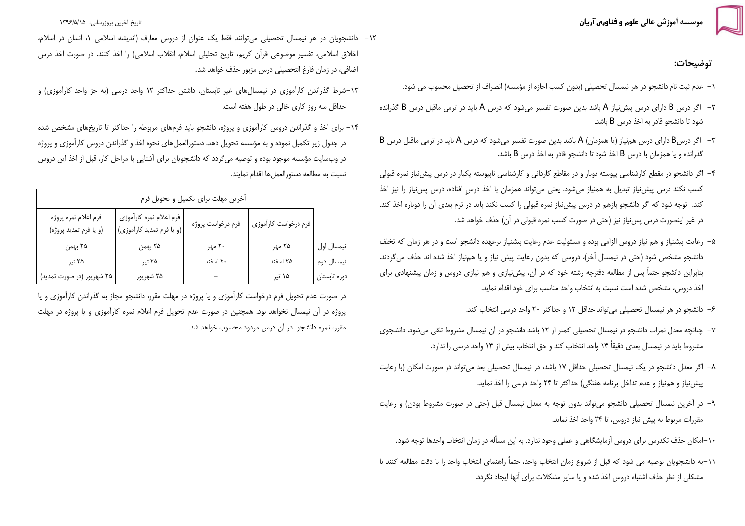## توضیحات:

۱- عدم ثبت نام دانشجو در هر نیمسال تحصیلی (بدون کسب اجازه از مؤسسه) انصراف از تحصیل محسوب می شود.

۲- اگر درس B دارای درس پیش‌نیاز A باشد بدین صورت تفسیر می‌شود که درس A باید در ترمی ماقبل درس B گذرانده شود تا دانشجو قادر به اخذ درس B باشد.

۳- اگر درسB دارای درس هم‌نیاز (یا همزمان) A باشد بدین صورت تفسیر می‌شود که درس A باید در ترمی ماقبل درس B گذرانده و یا همزمان با درس B اخذ شود تا دانشجو قادر به اخذ درس B باشد.

۴- اگر دانشجو در مقطع کارشناسی پیوسته دوبار و در مقاطع کاردانی و کارشناسی ناپیوسته یکبار در درس پیش‌نیاز نمره قبولی کسب نکند درس پیش‌نیاز تبدیل به همنیاز می‌شود. یعنی می‌تواند همزمان با اخذ درس افتاده، درس پس‌نیاز را نیز اخذ کند. توجه شود که اگر دانشجو بازهم در درس پیش‌نیاز نمره قبولی را کسب نکند باید در ترم بعدی آن را دوباره اخذ کند. در غیر اینصورت درس پس‌نیاز نیز (حتی در صورت کسب نمره قبولی در آن) حذف خواهد شد.

۵- رعایت پیشنیاز و هم نیاز دروس الزامی بوده و مسئولیت عدم رعایت پیشنیاز برعهده دانشجو است و در هر زمان که تخلف دانشجو مشخص شود (حتی در نیمسال آخر)، دروسی که بدون رعایت پیش نیاز و یا هم‌نیاز اخذ شده اند حذف می‌گردند. بنابراین دانشجو حتماً پس از مطالعه دفترچه رشته خود که در آن، پیش‌نیازی و هم نیازی دروس و زمان پیشنهادی برای اخذ دروس، مشخص شده است نسبت به انتخاب واحد مناسب برای خود اقدام نماید.

۶- دانشجو در هر نیمسال تحصیلی می‌تواند حداقل ۱۲ و حداکثر ۲۰ واحد درسی انتخاب کند.

۷- چنانچه معدل نمرات دانشجو در نیمسال تحصیلی کمتر از ۱۲ باشد دانشجو در آن نیمسال مشروط تلقی می‌شود. دانشجوی مشروط باید در نیمسال بعدی دقیقاً ۱۴ واحد انتخاب کند و حق انتخاب بیش از ۱۴ واحد درسی را ندارد.

۸- اگر معدل دانشجو در یک نیمسال تحصیلی حداقل ۱۷ باشد، در نیمسال تحصیلی بعد می‌تواند در صورت امکان (با رعایت پیش‌نیاز و هم‌نیاز و عدم تداخل برنامه هفتگی) حداکثر تا ۲۴ واحد درسی را اخذ نماید.

۹- در آخرین نیمسال تحصیلی دانشجو می‌تواند بدون توجه به معدل نیمسال قبل (حتی در صورت مشروط بودن) و رعایت مقررات مربوط به پیش نیاز دروس، تا ۲۴ واحد اخذ نماید.

۱۰-امکان حذف تکدرس برای دروس آزمایشگاهی و عملی وجود ندارد. به این مسأله در زمان انتخاب واحدها توجه شود.

۱۱-به دانشجویان توصیه می شود که قبل از شروع زمان انتخاب واحد، حتماً راهنمای انتخاب واحد را با دقت مطالعه کنند تا مشکلی از نظر حذف اشتباه دروس اخذ شده و یا سایر مشکلات برای آنها ایجاد نگردد.

۱۲- دانشجویان در هر نیمسال تحصیلی می‌توانند فقط یک عنوان از دروس معارف (اندیشه اسلامی ۱، انسان در اسلام، اخلاق اسلامی، تفسیر موضوعی قرآن کریم، تاریخ تحلیلی اسلام، انقلاب اسلامی) را اخذ کنند. در صورت اخذ درس اضافی، در زمان فارغ التحصیلی درس مزبور حذف خواهد شد.

۱۳-شرط گذراندن کارآموزی در نیمسال‌های غیر تابستان، داشتن حداکثر ۱۲ واحد درسی (به جز واحد کارآموزی) و حداقل سه روز کاری خالی در طول هفته است.

۱۴- برای اخذ و گذراندن دروس کارآموزی و پروژه، دانشجو باید فرمهای مربوطه را حداکثر تا تاریخ‌های مشخص شده در جدول زیر تکمیل نموده و به مؤسسه تحویل دهد. دستورالعمل‌های نحوه اخذ و گذراندن دروس کارآموزی و پروژه در وب‌سایت مؤسسه موجود بوده و توصیه می‌گردد که دانشجویان برای آشنایی با مراحل کار، قبل از اخذ این دروس نسبت به مطالعه دستورالعمل‌ها اقدام نمایند.

| | آخرین مهلت برای تکمیل و تحویل فرم | | | |
|---|---|---|---|---|
| | فرم درخواست کارآموزی | فرم درخواست پروژه | فرم اعلام نمره کارآموزی (و یا فرم تمدید کارآموزی) | فرم اعلام نمره پروژه (و یا فرم تمدید پروژه) |
| نیمسال اول | ۲۵ مهر | ۲۰ مهر | ۲۵ بهمن | ۲۵ بهمن |
| نیمسال دوم | ۲۵ اسفند | ۲۰ اسفند | ۲۵ تیر | ۲۵ تیر |
| دوره تابستان | ۱۵ تیر | – | ۲۵ شهریور | ۲۵ شهریور (در صورت تمدید) |

در صورت عدم تحویل فرم درخواست کارآموزی و یا پروژه در مهلت مقرر، دانشجو مجاز به گذراندن کارآموزی و یا پروژه در آن نیمسال نخواهد بود. همچنین در صورت عدم تحویل فرم اعلام نمره کارآموزی و یا پروژه در مهلت مقرر، نمره دانشجو در آن درس مردود محسوب خواهد شد.